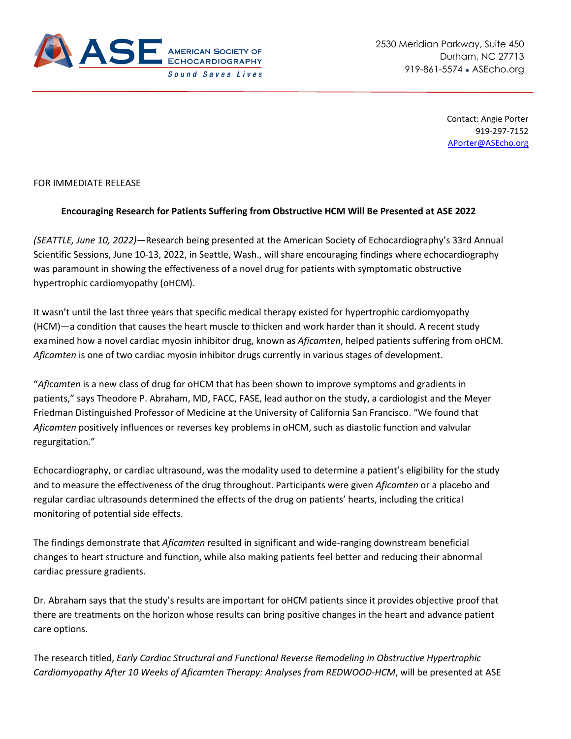**ASE** AMERICAN SOCIETY OF ECHOCARDIOGRAPHY
*Sound Saves Lives*

2530 Meridian Parkway, Suite 450
Durham, NC 27713
919-861-5574 • ASEcho.org

Contact: Angie Porter
919-297-7152
APorter@ASEcho.org

FOR IMMEDIATE RELEASE

**Encouraging Research for Patients Suffering from Obstructive HCM Will Be Presented at ASE 2022**

*(SEATTLE, June 10, 2022)*—Research being presented at the American Society of Echocardiography's 33rd Annual Scientific Sessions, June 10-13, 2022, in Seattle, Wash., will share encouraging findings where echocardiography was paramount in showing the effectiveness of a novel drug for patients with symptomatic obstructive hypertrophic cardiomyopathy (oHCM).

It wasn't until the last three years that specific medical therapy existed for hypertrophic cardiomyopathy (HCM)—a condition that causes the heart muscle to thicken and work harder than it should. A recent study examined how a novel cardiac myosin inhibitor drug, known as *Aficamten*, helped patients suffering from oHCM. *Aficamten* is one of two cardiac myosin inhibitor drugs currently in various stages of development.

"*Aficamten* is a new class of drug for oHCM that has been shown to improve symptoms and gradients in patients," says Theodore P. Abraham, MD, FACC, FASE, lead author on the study, a cardiologist and the Meyer Friedman Distinguished Professor of Medicine at the University of California San Francisco. "We found that *Aficamten* positively influences or reverses key problems in oHCM, such as diastolic function and valvular regurgitation."

Echocardiography, or cardiac ultrasound, was the modality used to determine a patient's eligibility for the study and to measure the effectiveness of the drug throughout. Participants were given *Aficamten* or a placebo and regular cardiac ultrasounds determined the effects of the drug on patients' hearts, including the critical monitoring of potential side effects.

The findings demonstrate that *Aficamten* resulted in significant and wide-ranging downstream beneficial changes to heart structure and function, while also making patients feel better and reducing their abnormal cardiac pressure gradients.

Dr. Abraham says that the study's results are important for oHCM patients since it provides objective proof that there are treatments on the horizon whose results can bring positive changes in the heart and advance patient care options.

The research titled, *Early Cardiac Structural and Functional Reverse Remodeling in Obstructive Hypertrophic Cardiomyopathy After 10 Weeks of Aficamten Therapy: Analyses from REDWOOD-HCM*, will be presented at ASE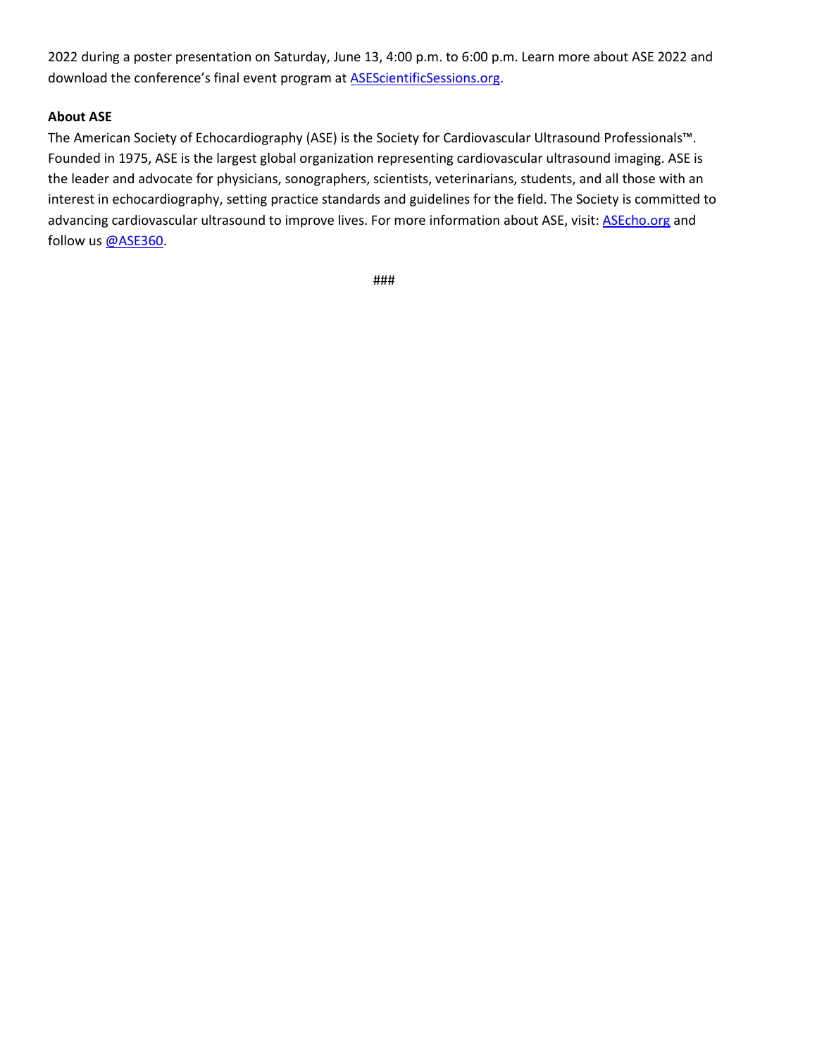2022 during a poster presentation on Saturday, June 13, 4:00 p.m. to 6:00 p.m. Learn more about ASE 2022 and download the conference's final event program at ASEScientificSessions.org.

**About ASE**

The American Society of Echocardiography (ASE) is the Society for Cardiovascular Ultrasound Professionals™. Founded in 1975, ASE is the largest global organization representing cardiovascular ultrasound imaging. ASE is the leader and advocate for physicians, sonographers, scientists, veterinarians, students, and all those with an interest in echocardiography, setting practice standards and guidelines for the field. The Society is committed to advancing cardiovascular ultrasound to improve lives. For more information about ASE, visit: ASEcho.org and follow us @ASE360.

###